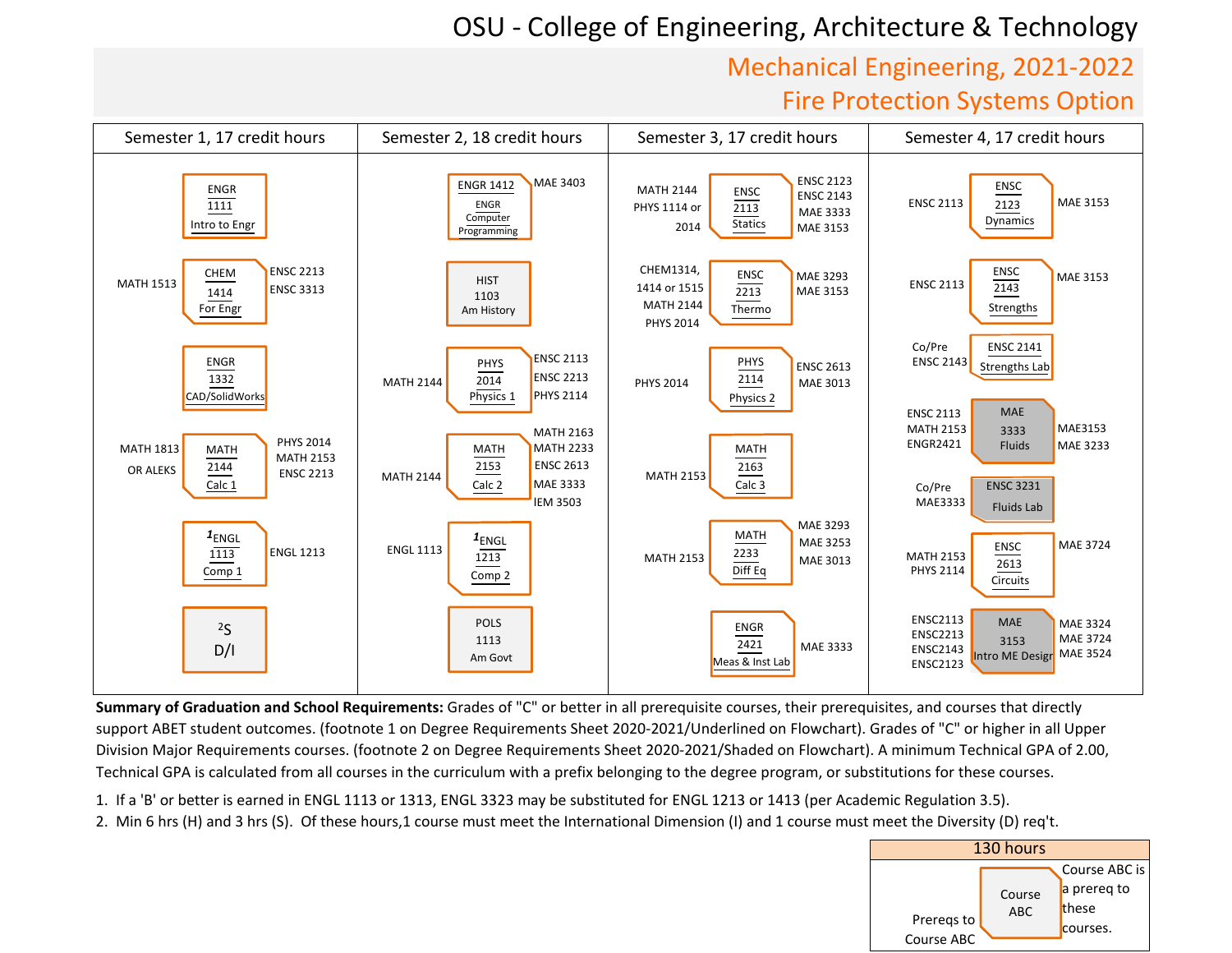# OSU - College of Engineering, Architecture & Technology

## Mechanical Engineering, 2021-2022
## Fire Protection Systems Option

### Semester 1, 17 credit hours

| Prereqs | Course | Prereq to |
|---|---|---|
| | ENGR 1111 Intro to Engr | |
| MATH 1513 | CHEM 1414 For Engr | ENSC 2213, ENSC 3313 |
| | ENGR 1332 CAD/SolidWorks | |
| MATH 1813 OR ALEKS | MATH 2144 Calc 1 | PHYS 2014, MATH 2153, ENSC 2213 |
| | [1]ENGL 1113 Comp 1 | ENGL 1213 |
| | [2]S D/I | |

### Semester 2, 18 credit hours

| Prereqs | Course | Prereq to |
|---|---|---|
| | ENGR 1412 ENGR Computer Programming | MAE 3403 |
| | HIST 1103 Am History | |
| MATH 2144 | PHYS 2014 Physics 1 | ENSC 2113, ENSC 2213, PHYS 2114 |
| MATH 2144 | MATH 2153 Calc 2 | MATH 2163, MATH 2233, ENSC 2613, MAE 3333, IEM 3503 |
| ENGL 1113 | [1]ENGL 1213 Comp 2 | |
| | POLS 1113 Am Govt | |

### Semester 3, 17 credit hours

| Prereqs | Course | Prereq to |
|---|---|---|
| MATH 2144, PHYS 1114 or 2014 | ENSC 2113 Statics | ENSC 2123, ENSC 2143, MAE 3333, MAE 3153 |
| CHEM1314, 1414 or 1515, MATH 2144, PHYS 2014 | ENSC 2213 Thermo | MAE 3293, MAE 3153 |
| PHYS 2014 | PHYS 2114 Physics 2 | ENSC 2613, MAE 3013 |
| MATH 2153 | MATH 2163 Calc 3 | |
| MATH 2153 | MATH 2233 Diff Eq | MAE 3293, MAE 3253, MAE 3013 |
| | ENGR 2421 Meas & Inst Lab | MAE 3333 |

### Semester 4, 17 credit hours

| Prereqs | Course | Prereq to |
|---|---|---|
| ENSC 2113 | ENSC 2123 Dynamics | MAE 3153 |
| ENSC 2113 | ENSC 2143 Strengths | MAE 3153 |
| Co/Pre ENSC 2143 | ENSC 2141 Strengths Lab | |
| ENSC 2113, MATH 2153, ENGR2421 | MAE 3333 Fluids | MAE3153, MAE 3233 |
| Co/Pre MAE3333 | ENSC 3231 Fluids Lab | |
| MATH 2153, PHYS 2114 | ENSC 2613 Circuits | MAE 3724 |
| ENSC2113, ENSC2213, ENSC2143, ENSC2123 | MAE 3153 Intro ME Design | MAE 3324, MAE 3724, MAE 3524 |

**Summary of Graduation and School Requirements:** Grades of "C" or better in all prerequisite courses, their prerequisites, and courses that directly support ABET student outcomes. (footnote 1 on Degree Requirements Sheet 2020-2021/Underlined on Flowchart). Grades of "C" or higher in all Upper Division Major Requirements courses. (footnote 2 on Degree Requirements Sheet 2020-2021/Shaded on Flowchart). A minimum Technical GPA of 2.00, Technical GPA is calculated from all courses in the curriculum with a prefix belonging to the degree program, or substitutions for these courses.

1. If a 'B' or better is earned in ENGL 1113 or 1313, ENGL 3323 may be substituted for ENGL 1213 or 1413 (per Academic Regulation 3.5).
2. Min 6 hrs (H) and 3 hrs (S). Of these hours,1 course must meet the International Dimension (I) and 1 course must meet the Diversity (D) req't.

**130 hours**

Legend: Prereqs to Course ABC → Course ABC → Course ABC is a prereq to these courses.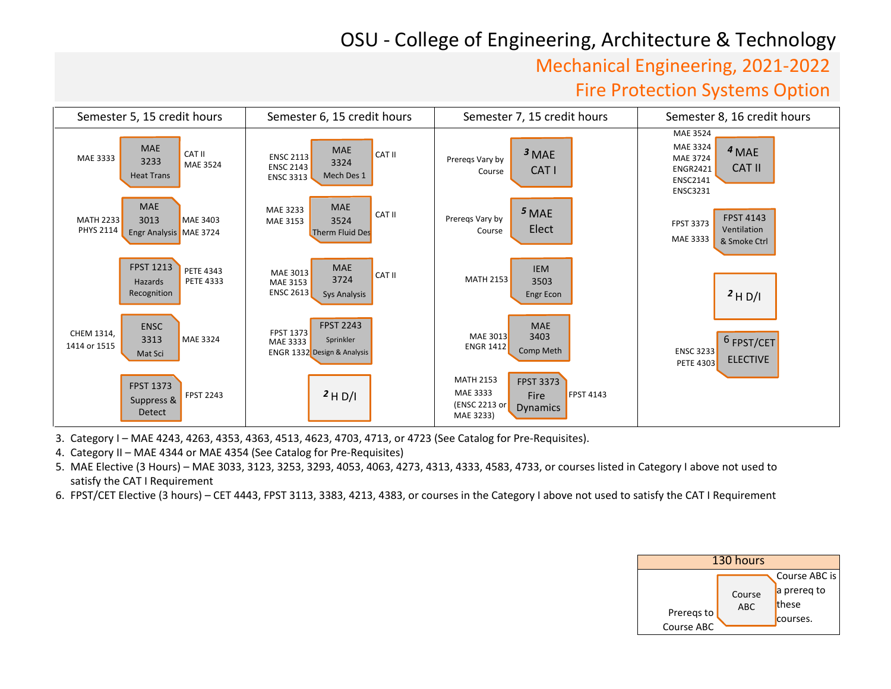# OSU - College of Engineering, Architecture & Technology

## Mechanical Engineering, 2021-2022

## Fire Protection Systems Option

| Semester 5, 15 credit hours | Semester 6, 15 credit hours | Semester 7, 15 credit hours | Semester 8, 16 credit hours |
|---|---|---|---|
| MAE 3333 → **MAE 3233 Heat Trans** → CAT II, MAE 3524 | ENSC 2113, ENSC 2143, ENSC 3313 → **MAE 3324 Mech Des 1** → CAT II | Prereqs Vary by Course → **[3] MAE CAT I** | MAE 3524, MAE 3324, MAE 3724, ENGR2421, ENSC2141, ENSC3231 → **[4] MAE CAT II** |
| MATH 2233, PHYS 2114 → **MAE 3013 Engr Analysis** → MAE 3403, MAE 3724 | MAE 3233, MAE 3153 → **MAE 3524 Therm Fluid Des** → CAT II | Prereqs Vary by Course → **[5] MAE Elect** | FPST 3373, MAE 3333 → **FPST 4143 Ventilation & Smoke Ctrl** |
| **FPST 1213 Hazards Recognition** → PETE 4343, PETE 4333 | MAE 3013, MAE 3153, ENSC 2613 → **MAE 3724 Sys Analysis** → CAT II | MATH 2153 → **IEM 3503 Engr Econ** | **[2] H D/I** |
| CHEM 1314, 1414 or 1515 → **ENSC 3313 Mat Sci** → MAE 3324 | FPST 1373, MAE 3333, ENGR 1332 → **FPST 2243 Sprinkler Design & Analysis** | MAE 3013, ENGR 1412 → **MAE 3403 Comp Meth** | ENSC 3233, PETE 4303 → **[6] FPST/CET ELECTIVE** |
| **FPST 1373 Suppress & Detect** → FPST 2243 | **[2] H D/I** | MATH 2153, MAE 3333 (ENSC 2213 or MAE 3233) → **FPST 3373 Fire Dynamics** → FPST 4143 | |

3. Category I – MAE 4243, 4263, 4353, 4363, 4513, 4623, 4703, 4713, or 4723 (See Catalog for Pre-Requisites).
4. Category II – MAE 4344 or MAE 4354 (See Catalog for Pre-Requisites)
5. MAE Elective (3 Hours) – MAE 3033, 3123, 3253, 3293, 4053, 4063, 4273, 4313, 4333, 4583, 4733, or courses listed in Category I above not used to satisfy the CAT I Requirement
6. FPST/CET Elective (3 hours) – CET 4443, FPST 3113, 3383, 4213, 4383, or courses in the Category I above not used to satisfy the CAT I Requirement

**130 hours**

Legend: Prereqs to Course ABC → **Course ABC** → Course ABC is a prereq to these courses.